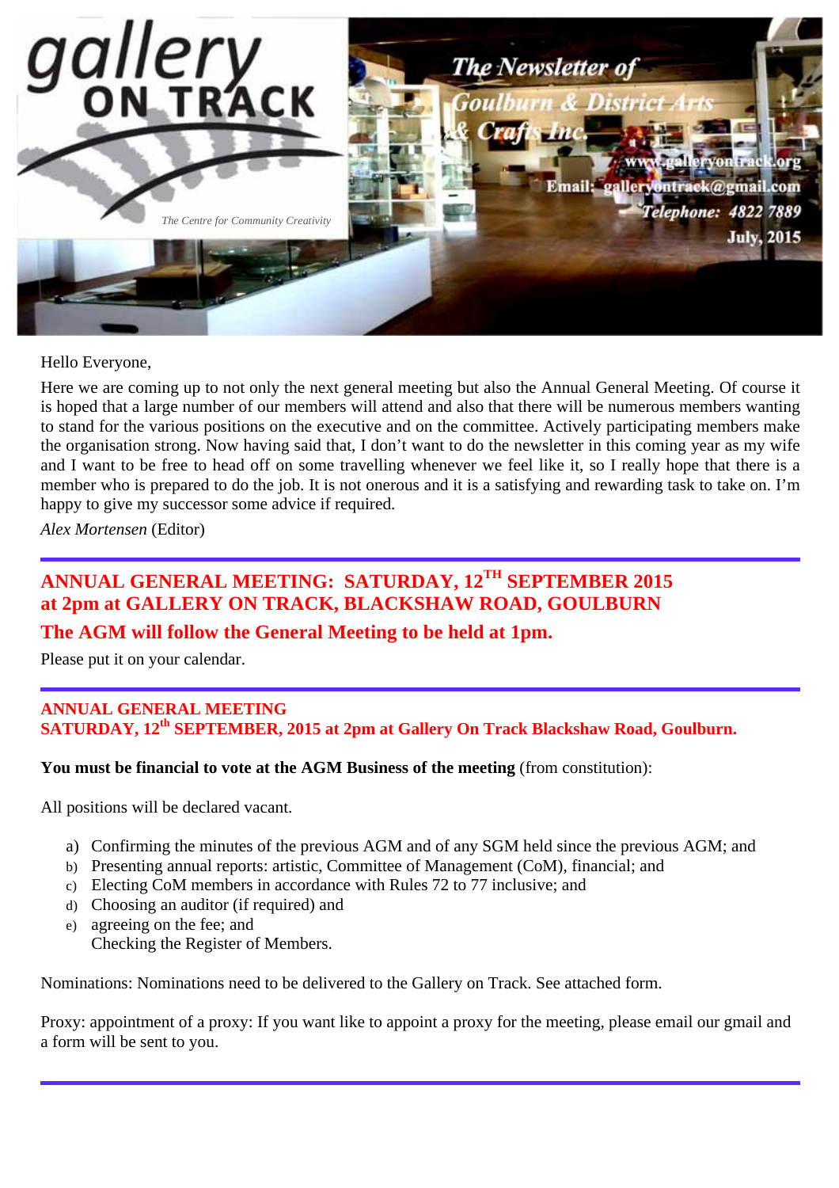gallery ON TRACK

*The Centre for Community Creativity*

**The Newsletter of Goulburn & District Arts & Crafts Inc.**

www.galleryontrack.org

Email: galleryontrack@gmail.com

Telephone: 4822 7889

July, 2015

Hello Everyone,

Here we are coming up to not only the next general meeting but also the Annual General Meeting. Of course it is hoped that a large number of our members will attend and also that there will be numerous members wanting to stand for the various positions on the executive and on the committee. Actively participating members make the organisation strong. Now having said that, I don't want to do the newsletter in this coming year as my wife and I want to be free to head off on some travelling whenever we feel like it, so I really hope that there is a member who is prepared to do the job. It is not onerous and it is a satisfying and rewarding task to take on. I'm happy to give my successor some advice if required.

*Alex Mortensen* (Editor)

---

## ANNUAL GENERAL MEETING: SATURDAY, 12TH SEPTEMBER 2015 at 2pm at GALLERY ON TRACK, BLACKSHAW ROAD, GOULBURN

### The AGM will follow the General Meeting to be held at 1pm.

Please put it on your calendar.

---

**ANNUAL GENERAL MEETING**
**SATURDAY, 12th SEPTEMBER, 2015 at 2pm at Gallery On Track Blackshaw Road, Goulburn.**

**You must be financial to vote at the AGM Business of the meeting** (from constitution):

All positions will be declared vacant.

a) Confirming the minutes of the previous AGM and of any SGM held since the previous AGM; and
b) Presenting annual reports: artistic, Committee of Management (CoM), financial; and
c) Electing CoM members in accordance with Rules 72 to 77 inclusive; and
d) Choosing an auditor (if required) and
e) agreeing on the fee; and
   Checking the Register of Members.

Nominations: Nominations need to be delivered to the Gallery on Track. See attached form.

Proxy: appointment of a proxy: If you want like to appoint a proxy for the meeting, please email our gmail and a form will be sent to you.

---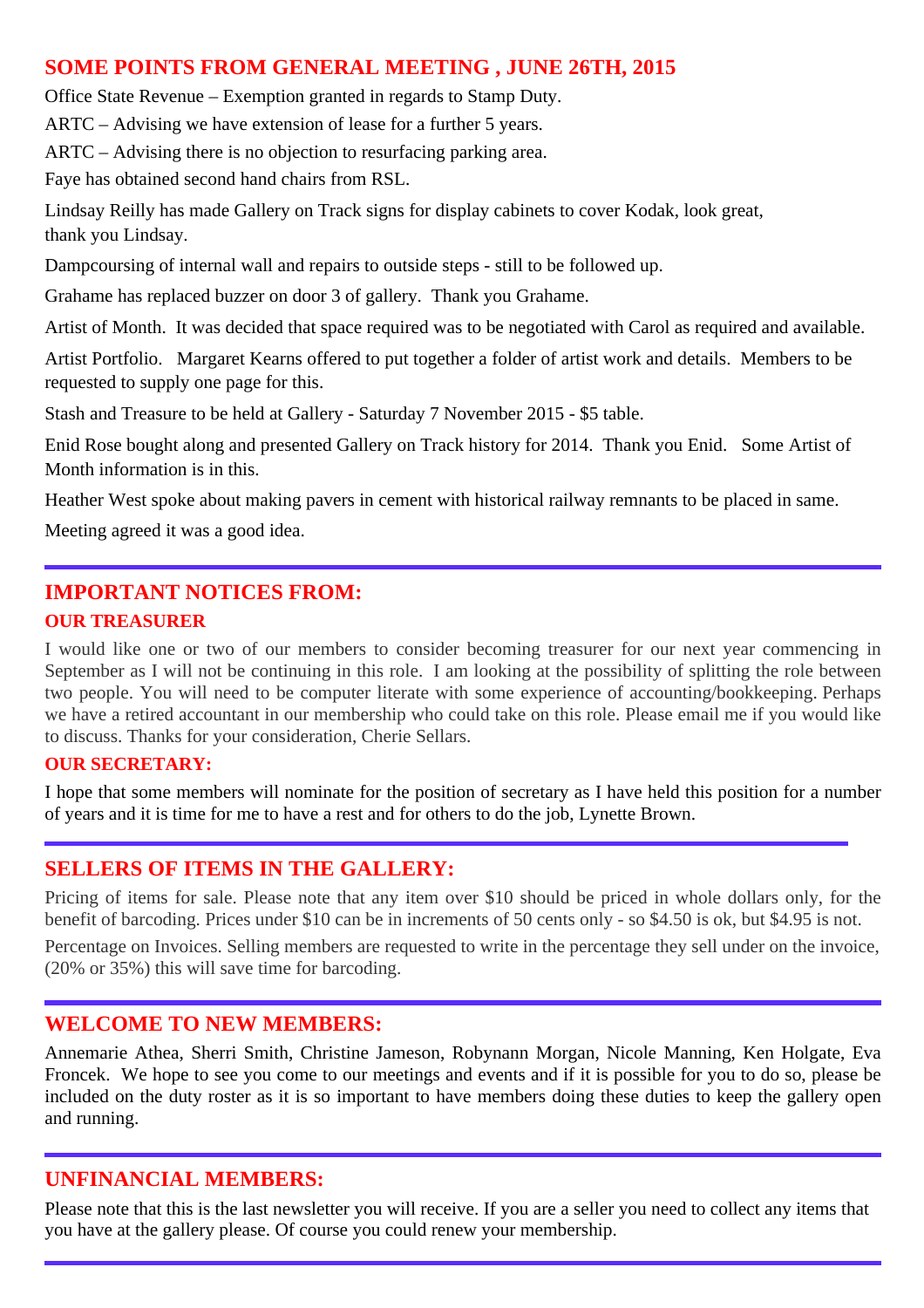## SOME POINTS FROM GENERAL MEETING , JUNE 26TH, 2015

Office State Revenue – Exemption granted in regards to Stamp Duty.

ARTC – Advising we have extension of lease for a further 5 years.

ARTC – Advising there is no objection to resurfacing parking area.

Faye has obtained second hand chairs from RSL.

Lindsay Reilly has made Gallery on Track signs for display cabinets to cover Kodak, look great, thank you Lindsay.

Dampcoursing of internal wall and repairs to outside steps - still to be followed up.

Grahame has replaced buzzer on door 3 of gallery. Thank you Grahame.

Artist of Month. It was decided that space required was to be negotiated with Carol as required and available.

Artist Portfolio. Margaret Kearns offered to put together a folder of artist work and details. Members to be requested to supply one page for this.

Stash and Treasure to be held at Gallery - Saturday 7 November 2015 - $5 table.

Enid Rose bought along and presented Gallery on Track history for 2014. Thank you Enid. Some Artist of Month information is in this.

Heather West spoke about making pavers in cement with historical railway remnants to be placed in same.

Meeting agreed it was a good idea.

---

## IMPORTANT NOTICES FROM:

### OUR TREASURER

I would like one or two of our members to consider becoming treasurer for our next year commencing in September as I will not be continuing in this role. I am looking at the possibility of splitting the role between two people. You will need to be computer literate with some experience of accounting/bookkeeping. Perhaps we have a retired accountant in our membership who could take on this role. Please email me if you would like to discuss. Thanks for your consideration, Cherie Sellars.

### OUR SECRETARY:

I hope that some members will nominate for the position of secretary as I have held this position for a number of years and it is time for me to have a rest and for others to do the job, Lynette Brown.

---

## SELLERS OF ITEMS IN THE GALLERY:

Pricing of items for sale. Please note that any item over $10 should be priced in whole dollars only, for the benefit of barcoding. Prices under $10 can be in increments of 50 cents only - so $4.50 is ok, but $4.95 is not.

Percentage on Invoices. Selling members are requested to write in the percentage they sell under on the invoice, (20% or 35%) this will save time for barcoding.

---

## WELCOME TO NEW MEMBERS:

Annemarie Athea, Sherri Smith, Christine Jameson, Robynann Morgan, Nicole Manning, Ken Holgate, Eva Froncek. We hope to see you come to our meetings and events and if it is possible for you to do so, please be included on the duty roster as it is so important to have members doing these duties to keep the gallery open and running.

---

## UNFINANCIAL MEMBERS:

Please note that this is the last newsletter you will receive. If you are a seller you need to collect any items that you have at the gallery please. Of course you could renew your membership.

---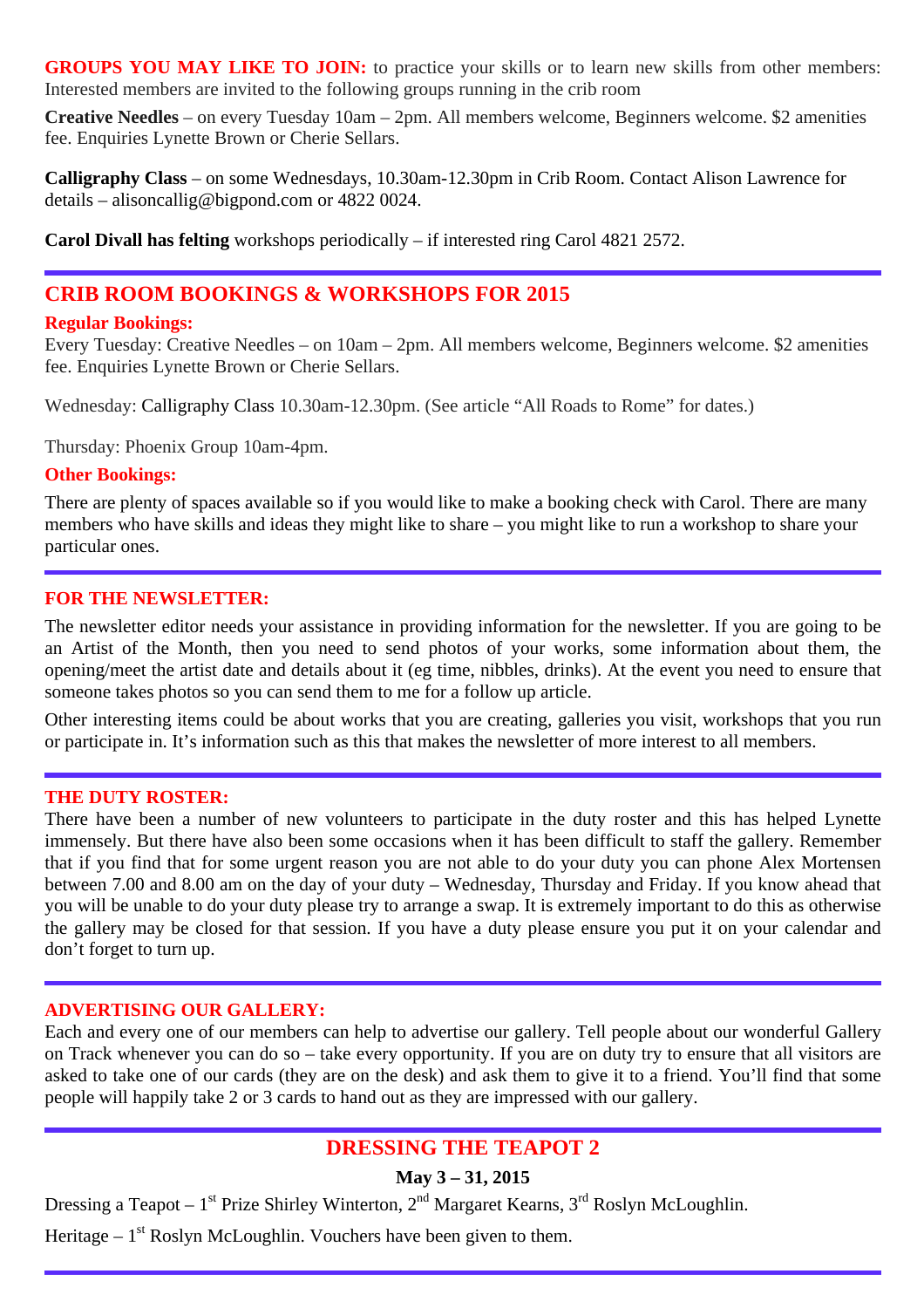**GROUPS YOU MAY LIKE TO JOIN:** to practice your skills or to learn new skills from other members: Interested members are invited to the following groups running in the crib room

**Creative Needles** – on every Tuesday 10am – 2pm. All members welcome, Beginners welcome. $2 amenities fee. Enquiries Lynette Brown or Cherie Sellars.

**Calligraphy Class** – on some Wednesdays, 10.30am-12.30pm in Crib Room. Contact Alison Lawrence for details – alisoncallig@bigpond.com or 4822 0024.

**Carol Divall has felting** workshops periodically – if interested ring Carol 4821 2572.

---

## CRIB ROOM BOOKINGS & WORKSHOPS FOR 2015

**Regular Bookings:**

Every Tuesday: Creative Needles – on 10am – 2pm. All members welcome, Beginners welcome. $2 amenities fee. Enquiries Lynette Brown or Cherie Sellars.

Wednesday: Calligraphy Class 10.30am-12.30pm. (See article "All Roads to Rome" for dates.)

Thursday: Phoenix Group 10am-4pm.

**Other Bookings:**

There are plenty of spaces available so if you would like to make a booking check with Carol. There are many members who have skills and ideas they might like to share – you might like to run a workshop to share your particular ones.

---

### FOR THE NEWSLETTER:

The newsletter editor needs your assistance in providing information for the newsletter. If you are going to be an Artist of the Month, then you need to send photos of your works, some information about them, the opening/meet the artist date and details about it (eg time, nibbles, drinks). At the event you need to ensure that someone takes photos so you can send them to me for a follow up article.

Other interesting items could be about works that you are creating, galleries you visit, workshops that you run or participate in. It's information such as this that makes the newsletter of more interest to all members.

---

### THE DUTY ROSTER:

There have been a number of new volunteers to participate in the duty roster and this has helped Lynette immensely. But there have also been some occasions when it has been difficult to staff the gallery. Remember that if you find that for some urgent reason you are not able to do your duty you can phone Alex Mortensen between 7.00 and 8.00 am on the day of your duty – Wednesday, Thursday and Friday. If you know ahead that you will be unable to do your duty please try to arrange a swap. It is extremely important to do this as otherwise the gallery may be closed for that session. If you have a duty please ensure you put it on your calendar and don't forget to turn up.

---

### ADVERTISING OUR GALLERY:

Each and every one of our members can help to advertise our gallery. Tell people about our wonderful Gallery on Track whenever you can do so – take every opportunity. If you are on duty try to ensure that all visitors are asked to take one of our cards (they are on the desk) and ask them to give it to a friend. You'll find that some people will happily take 2 or 3 cards to hand out as they are impressed with our gallery.

---

## DRESSING THE TEAPOT 2

**May 3 – 31, 2015**

Dressing a Teapot – 1st Prize Shirley Winterton, 2nd Margaret Kearns, 3rd Roslyn McLoughlin.

Heritage – 1st Roslyn McLoughlin. Vouchers have been given to them.

---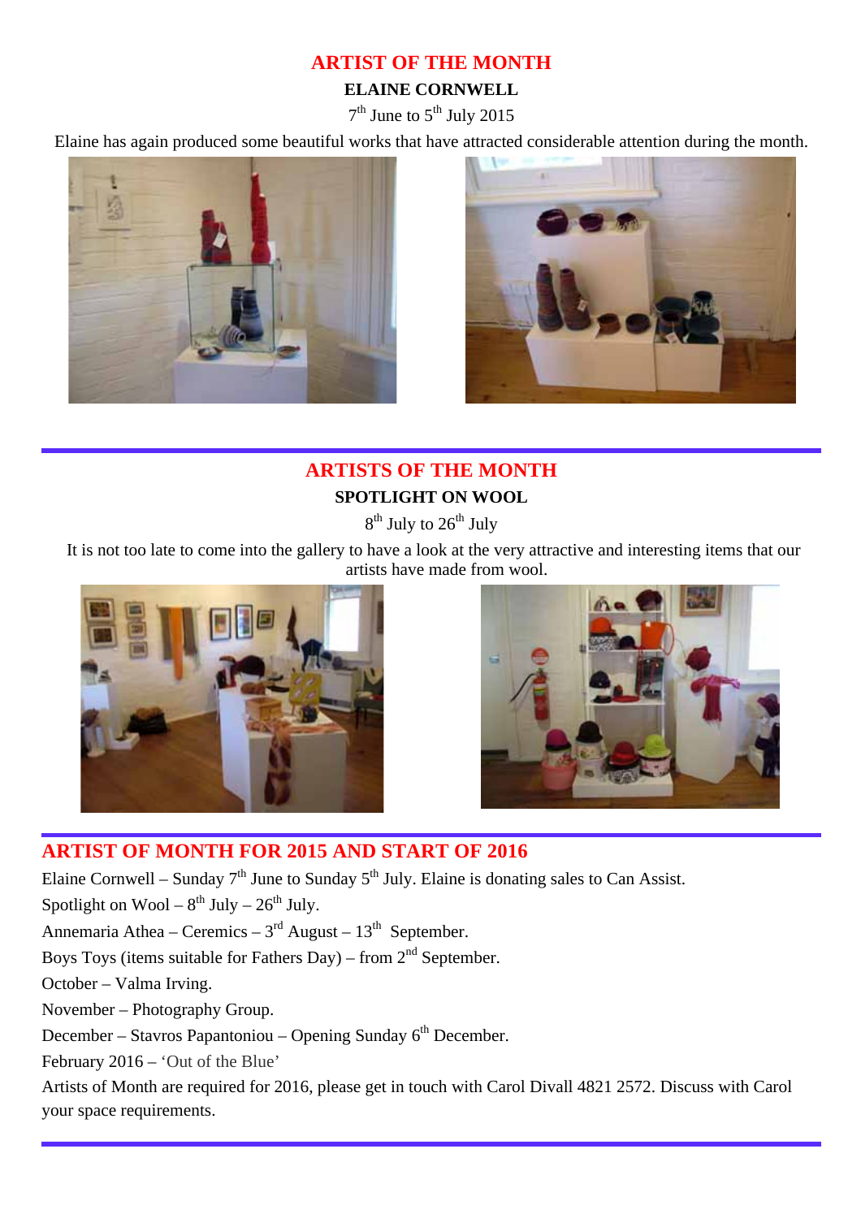## ARTIST OF THE MONTH

**ELAINE CORNWELL**

7th June to 5th July 2015

Elaine has again produced some beautiful works that have attracted considerable attention during the month.

---

## ARTISTS OF THE MONTH

**SPOTLIGHT ON WOOL**

8th July to 26th July

It is not too late to come into the gallery to have a look at the very attractive and interesting items that our artists have made from wool.

---

## ARTIST OF MONTH FOR 2015 AND START OF 2016

Elaine Cornwell – Sunday 7th June to Sunday 5th July. Elaine is donating sales to Can Assist.

Spotlight on Wool – 8th July – 26th July.

Annemaria Athea – Ceremics – 3rd August – 13th September.

Boys Toys (items suitable for Fathers Day) – from 2nd September.

October – Valma Irving.

November – Photography Group.

December – Stavros Papantoniou – Opening Sunday 6th December.

February 2016 – 'Out of the Blue'

Artists of Month are required for 2016, please get in touch with Carol Divall 4821 2572. Discuss with Carol your space requirements.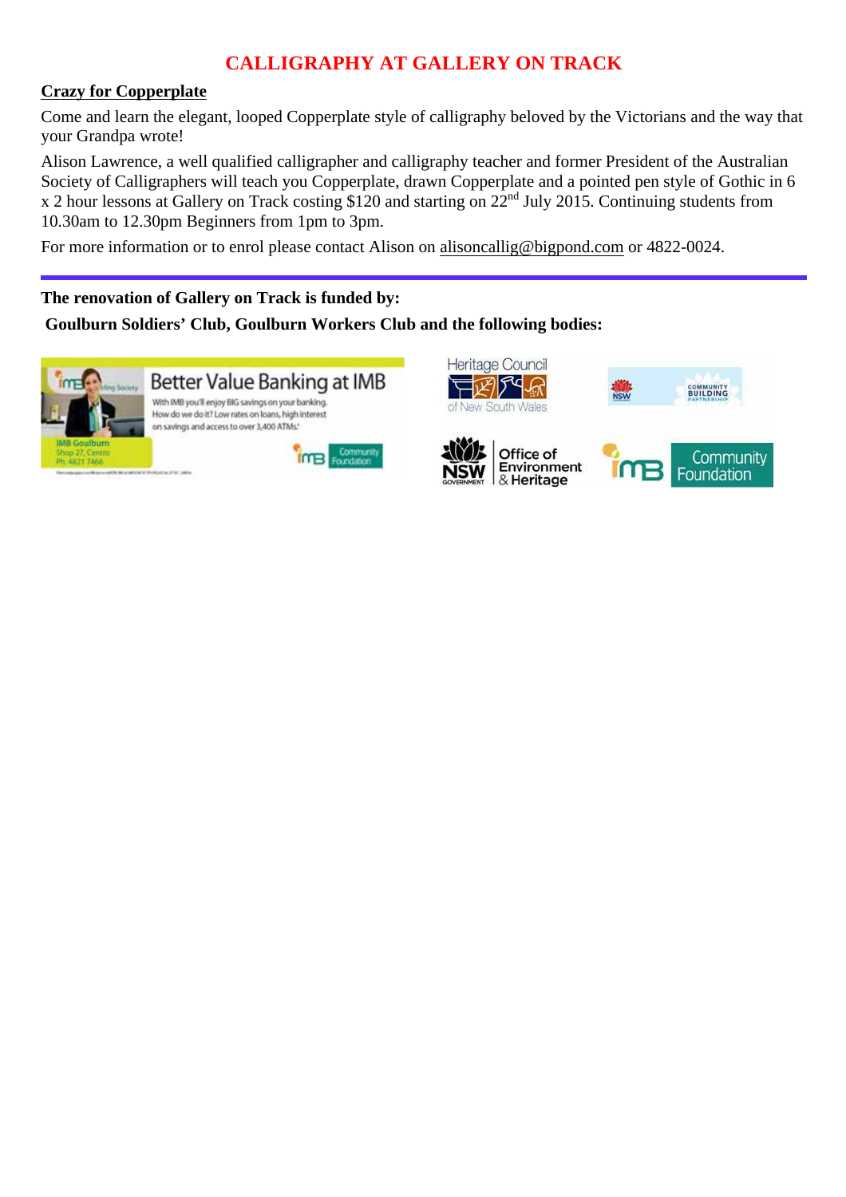# CALLIGRAPHY AT GALLERY ON TRACK

**Crazy for Copperplate**

Come and learn the elegant, looped Copperplate style of calligraphy beloved by the Victorians and the way that your Grandpa wrote!

Alison Lawrence, a well qualified calligrapher and calligraphy teacher and former President of the Australian Society of Calligraphers will teach you Copperplate, drawn Copperplate and a pointed pen style of Gothic in 6 x 2 hour lessons at Gallery on Track costing $120 and starting on 22nd July 2015. Continuing students from 10.30am to 12.30pm Beginners from 1pm to 3pm.

For more information or to enrol please contact Alison on alisoncallig@bigpond.com or 4822-0024.

---

**The renovation of Gallery on Track is funded by:**

**Goulburn Soldiers' Club, Goulburn Workers Club and the following bodies:**